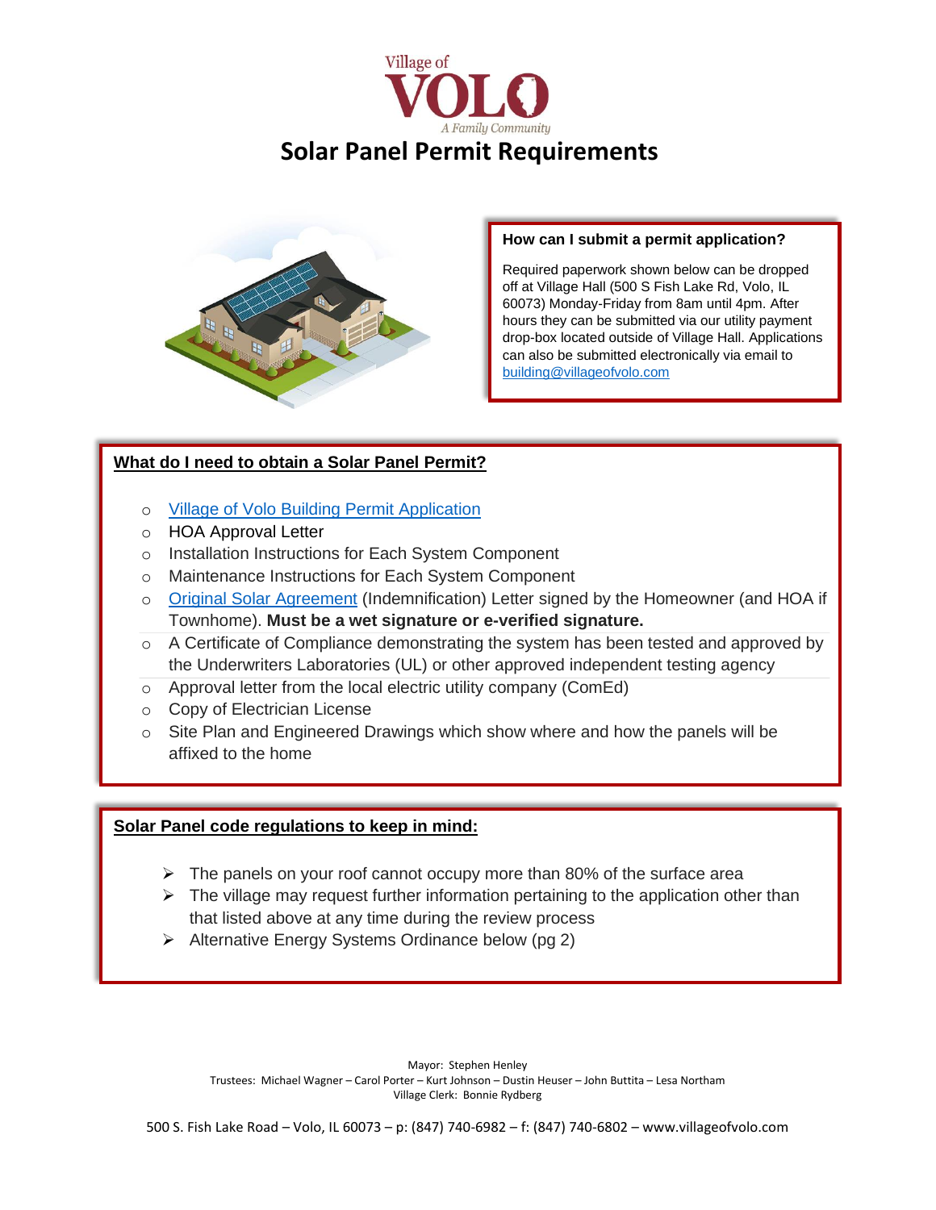Village of

# VOLO

*A Family Community*

# Solar Panel Permit Requirements

**How can I submit a permit application?**

Required paperwork shown below can be dropped off at Village Hall (500 S Fish Lake Rd, Volo, IL 60073) Monday-Friday from 8am until 4pm. After hours they can be submitted via our utility payment drop-box located outside of Village Hall. Applications can also be submitted electronically via email to building@villageofvolo.com

## What do I need to obtain a Solar Panel Permit?

- Village of Volo Building Permit Application
- HOA Approval Letter
- Installation Instructions for Each System Component
- Maintenance Instructions for Each System Component
- Original Solar Agreement (Indemnification) Letter signed by the Homeowner (and HOA if Townhome). **Must be a wet signature or e-verified signature.**
- A Certificate of Compliance demonstrating the system has been tested and approved by the Underwriters Laboratories (UL) or other approved independent testing agency
- Approval letter from the local electric utility company (ComEd)
- Copy of Electrician License
- Site Plan and Engineered Drawings which show where and how the panels will be affixed to the home

## Solar Panel code regulations to keep in mind:

- The panels on your roof cannot occupy more than 80% of the surface area
- The village may request further information pertaining to the application other than that listed above at any time during the review process
- Alternative Energy Systems Ordinance below (pg 2)

Mayor: Stephen Henley
Trustees: Michael Wagner – Carol Porter – Kurt Johnson – Dustin Heuser – John Buttita – Lesa Northam
Village Clerk: Bonnie Rydberg

500 S. Fish Lake Road – Volo, IL 60073 – p: (847) 740-6982 – f: (847) 740-6802 – www.villageofvolo.com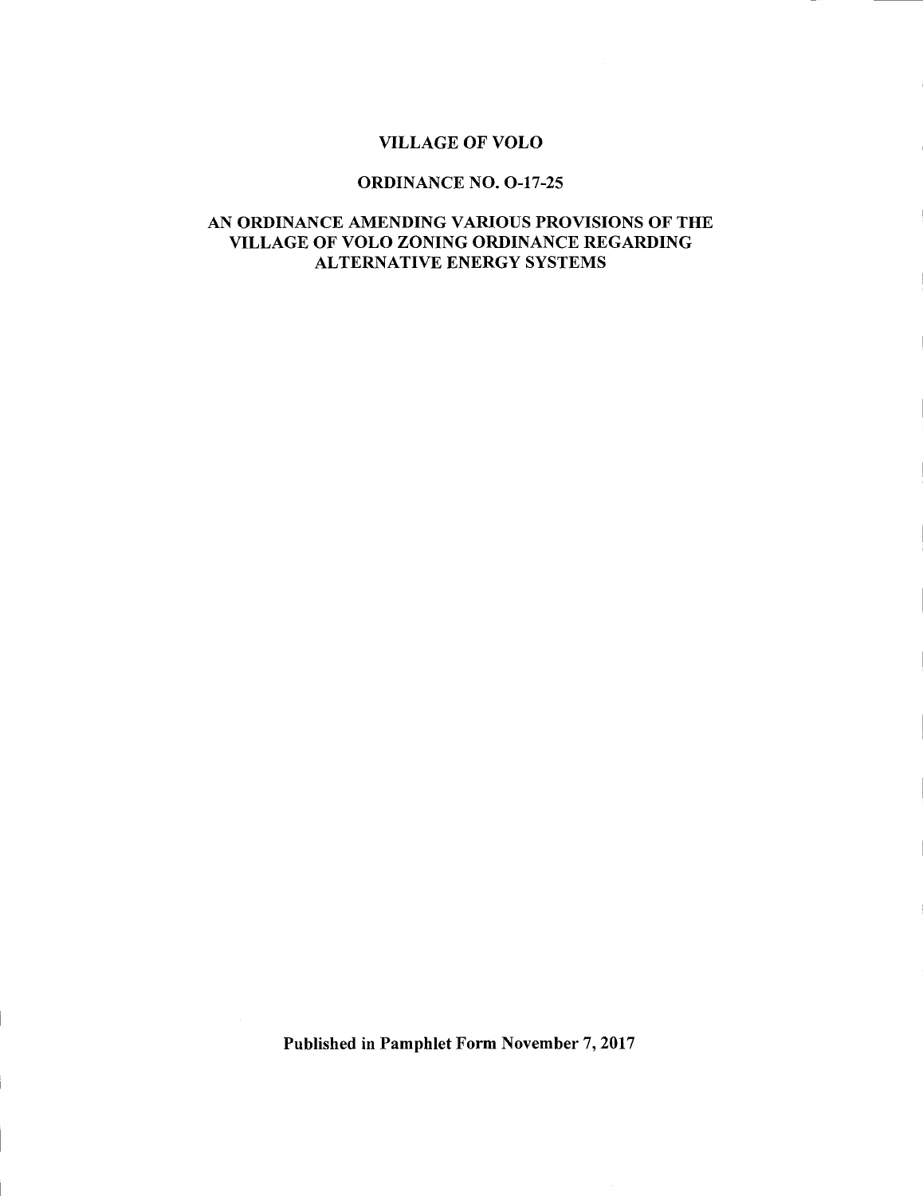# VILLAGE OF VOLO

## ORDINANCE NO. O-17-25

## AN ORDINANCE AMENDING VARIOUS PROVISIONS OF THE VILLAGE OF VOLO ZONING ORDINANCE REGARDING ALTERNATIVE ENERGY SYSTEMS

**Published in Pamphlet Form November 7, 2017**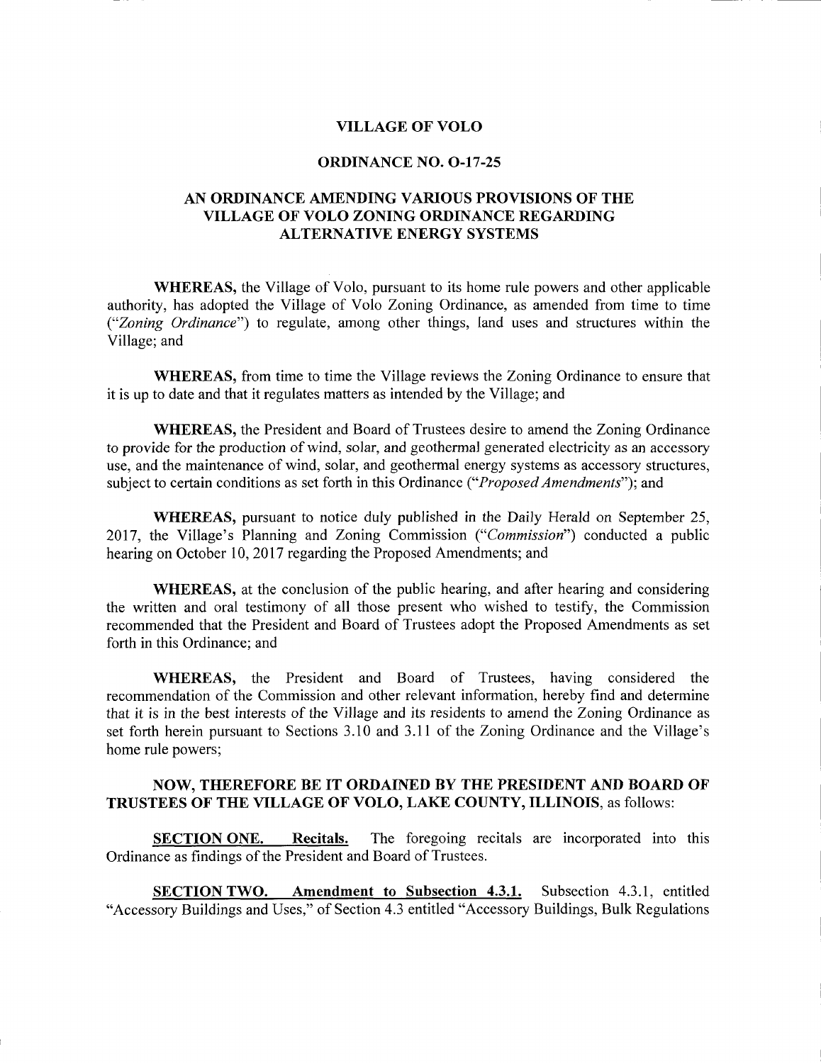# VILLAGE OF VOLO

## ORDINANCE NO. O-17-25

## AN ORDINANCE AMENDING VARIOUS PROVISIONS OF THE VILLAGE OF VOLO ZONING ORDINANCE REGARDING ALTERNATIVE ENERGY SYSTEMS

**WHEREAS,** the Village of Volo, pursuant to its home rule powers and other applicable authority, has adopted the Village of Volo Zoning Ordinance, as amended from time to time ("*Zoning Ordinance*") to regulate, among other things, land uses and structures within the Village; and

**WHEREAS,** from time to time the Village reviews the Zoning Ordinance to ensure that it is up to date and that it regulates matters as intended by the Village; and

**WHEREAS,** the President and Board of Trustees desire to amend the Zoning Ordinance to provide for the production of wind, solar, and geothermal generated electricity as an accessory use, and the maintenance of wind, solar, and geothermal energy systems as accessory structures, subject to certain conditions as set forth in this Ordinance ("*Proposed Amendments*"); and

**WHEREAS,** pursuant to notice duly published in the Daily Herald on September 25, 2017, the Village's Planning and Zoning Commission ("*Commission*") conducted a public hearing on October 10, 2017 regarding the Proposed Amendments; and

**WHEREAS,** at the conclusion of the public hearing, and after hearing and considering the written and oral testimony of all those present who wished to testify, the Commission recommended that the President and Board of Trustees adopt the Proposed Amendments as set forth in this Ordinance; and

**WHEREAS,** the President and Board of Trustees, having considered the recommendation of the Commission and other relevant information, hereby find and determine that it is in the best interests of the Village and its residents to amend the Zoning Ordinance as set forth herein pursuant to Sections 3.10 and 3.11 of the Zoning Ordinance and the Village's home rule powers;

**NOW, THEREFORE BE IT ORDAINED BY THE PRESIDENT AND BOARD OF TRUSTEES OF THE VILLAGE OF VOLO, LAKE COUNTY, ILLINOIS,** as follows:

**SECTION ONE. Recitals.** The foregoing recitals are incorporated into this Ordinance as findings of the President and Board of Trustees.

**SECTION TWO. Amendment to Subsection 4.3.1.** Subsection 4.3.1, entitled "Accessory Buildings and Uses," of Section 4.3 entitled "Accessory Buildings, Bulk Regulations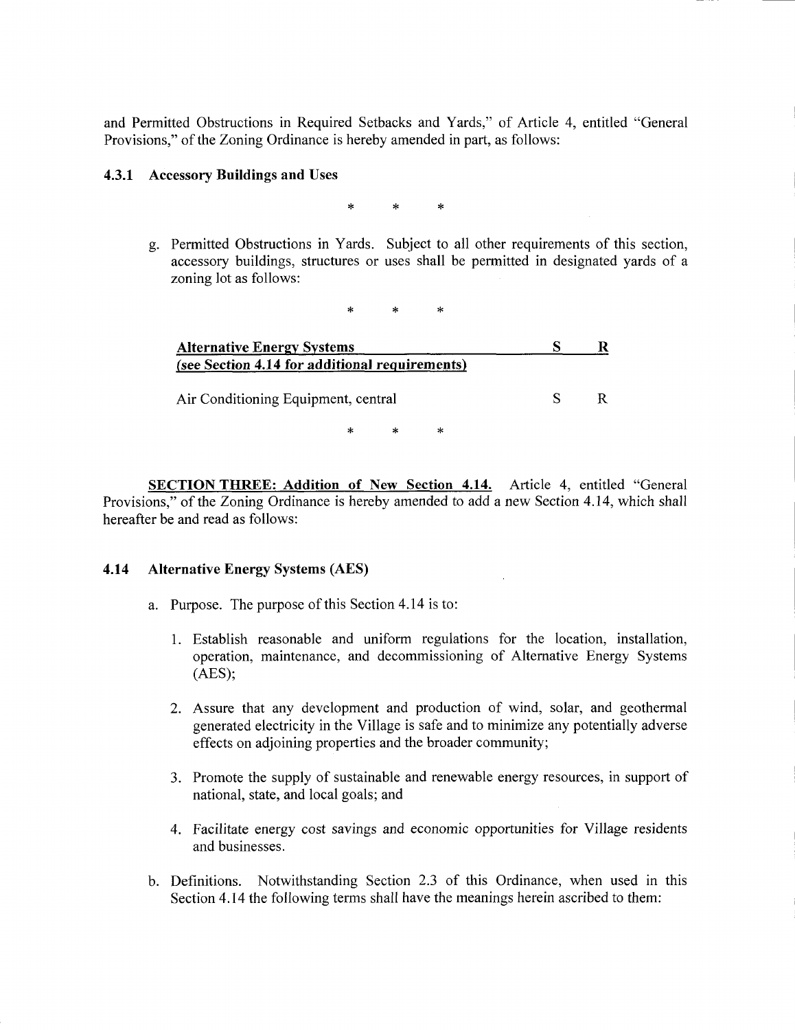and Permitted Obstructions in Required Setbacks and Yards," of Article 4, entitled "General Provisions," of the Zoning Ordinance is hereby amended in part, as follows:

### 4.3.1 Accessory Buildings and Uses

\* \* \*

g. Permitted Obstructions in Yards. Subject to all other requirements of this section, accessory buildings, structures or uses shall be permitted in designated yards of a zoning lot as follows:

\* \* \*

| <u>**Alternative Energy Systems (see Section 4.14 for additional requirements)**</u> | <u>**S**</u> | <u>**R**</u> |
|---|---|---|
| Air Conditioning Equipment, central | S | R |

\* \* \*

<u>**SECTION THREE: Addition of New Section 4.14.**</u> Article 4, entitled "General Provisions," of the Zoning Ordinance is hereby amended to add a new Section 4.14, which shall hereafter be and read as follows:

### 4.14 Alternative Energy Systems (AES)

a. Purpose. The purpose of this Section 4.14 is to:

1. Establish reasonable and uniform regulations for the location, installation, operation, maintenance, and decommissioning of Alternative Energy Systems (AES);

2. Assure that any development and production of wind, solar, and geothermal generated electricity in the Village is safe and to minimize any potentially adverse effects on adjoining properties and the broader community;

3. Promote the supply of sustainable and renewable energy resources, in support of national, state, and local goals; and

4. Facilitate energy cost savings and economic opportunities for Village residents and businesses.

b. Definitions. Notwithstanding Section 2.3 of this Ordinance, when used in this Section 4.14 the following terms shall have the meanings herein ascribed to them: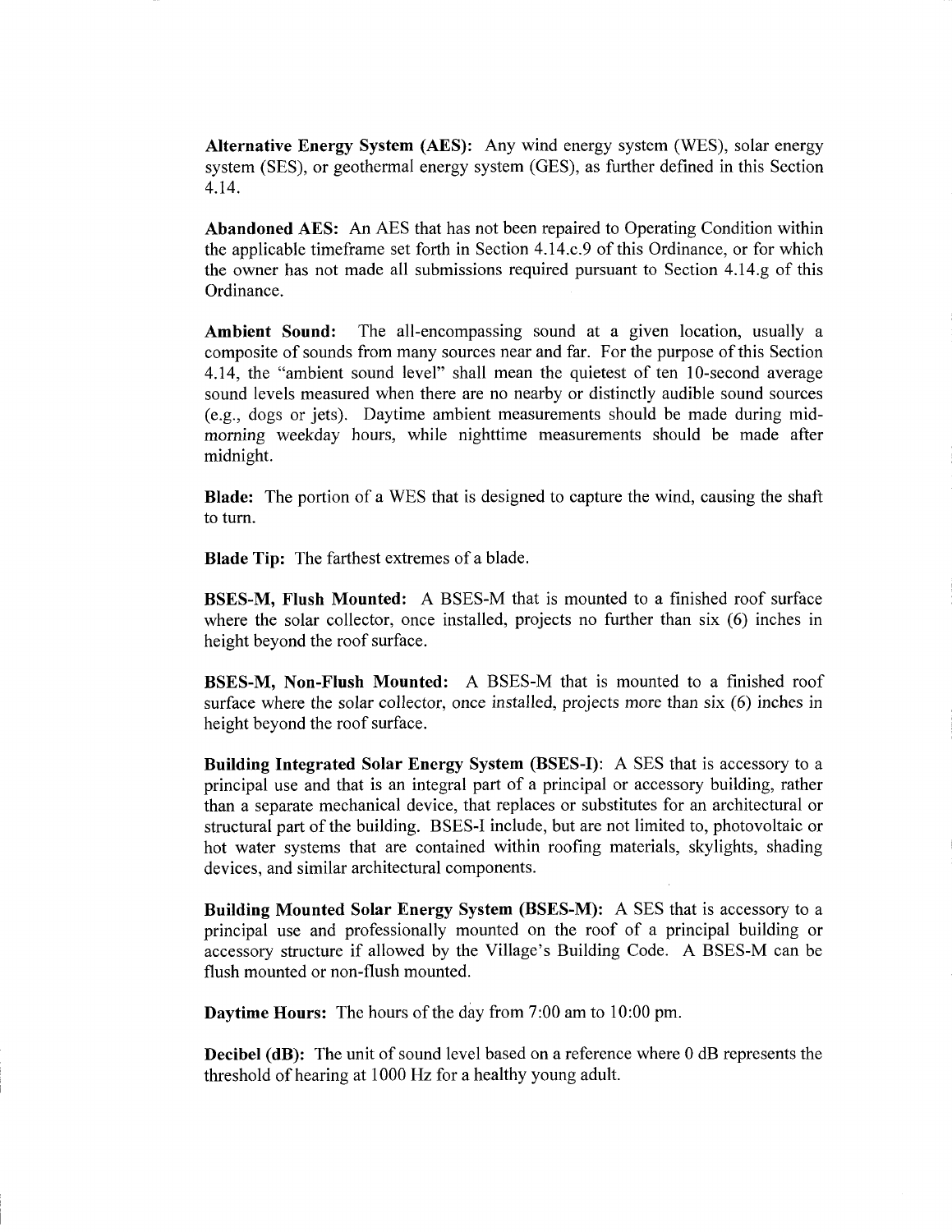**Alternative Energy System (AES):** Any wind energy system (WES), solar energy system (SES), or geothermal energy system (GES), as further defined in this Section 4.14.

**Abandoned AES:** An AES that has not been repaired to Operating Condition within the applicable timeframe set forth in Section 4.14.c.9 of this Ordinance, or for which the owner has not made all submissions required pursuant to Section 4.14.g of this Ordinance.

**Ambient Sound:** The all-encompassing sound at a given location, usually a composite of sounds from many sources near and far. For the purpose of this Section 4.14, the "ambient sound level" shall mean the quietest of ten 10-second average sound levels measured when there are no nearby or distinctly audible sound sources (e.g., dogs or jets). Daytime ambient measurements should be made during mid-morning weekday hours, while nighttime measurements should be made after midnight.

**Blade:** The portion of a WES that is designed to capture the wind, causing the shaft to turn.

**Blade Tip:** The farthest extremes of a blade.

**BSES-M, Flush Mounted:** A BSES-M that is mounted to a finished roof surface where the solar collector, once installed, projects no further than six (6) inches in height beyond the roof surface.

**BSES-M, Non-Flush Mounted:** A BSES-M that is mounted to a finished roof surface where the solar collector, once installed, projects more than six (6) inches in height beyond the roof surface.

**Building Integrated Solar Energy System (BSES-I):** A SES that is accessory to a principal use and that is an integral part of a principal or accessory building, rather than a separate mechanical device, that replaces or substitutes for an architectural or structural part of the building. BSES-I include, but are not limited to, photovoltaic or hot water systems that are contained within roofing materials, skylights, shading devices, and similar architectural components.

**Building Mounted Solar Energy System (BSES-M):** A SES that is accessory to a principal use and professionally mounted on the roof of a principal building or accessory structure if allowed by the Village's Building Code. A BSES-M can be flush mounted or non-flush mounted.

**Daytime Hours:** The hours of the day from 7:00 am to 10:00 pm.

**Decibel (dB):** The unit of sound level based on a reference where 0 dB represents the threshold of hearing at 1000 Hz for a healthy young adult.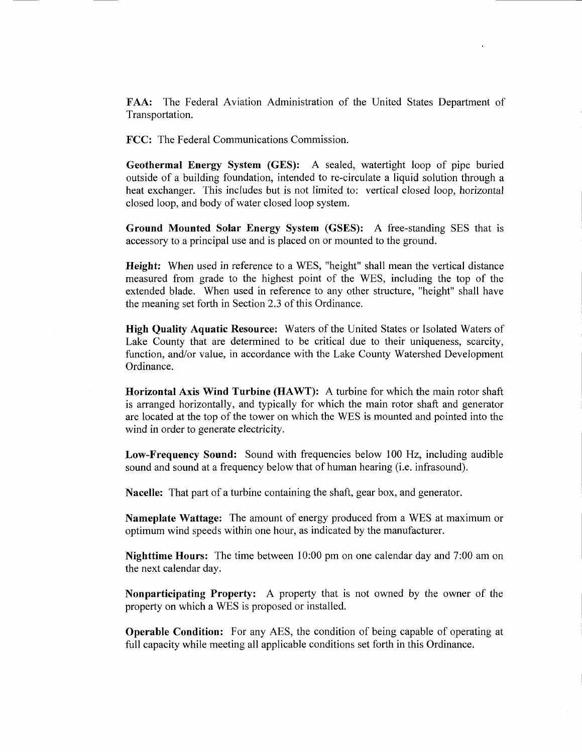**FAA:** The Federal Aviation Administration of the United States Department of Transportation.

**FCC:** The Federal Communications Commission.

**Geothermal Energy System (GES):** A sealed, watertight loop of pipe buried outside of a building foundation, intended to re-circulate a liquid solution through a heat exchanger. This includes but is not limited to: vertical closed loop, horizontal closed loop, and body of water closed loop system.

**Ground Mounted Solar Energy System (GSES):** A free-standing SES that is accessory to a principal use and is placed on or mounted to the ground.

**Height:** When used in reference to a WES, "height" shall mean the vertical distance measured from grade to the highest point of the WES, including the top of the extended blade. When used in reference to any other structure, "height" shall have the meaning set forth in Section 2.3 of this Ordinance.

**High Quality Aquatic Resource:** Waters of the United States or Isolated Waters of Lake County that are determined to be critical due to their uniqueness, scarcity, function, and/or value, in accordance with the Lake County Watershed Development Ordinance.

**Horizontal Axis Wind Turbine (HAWT):** A turbine for which the main rotor shaft is arranged horizontally, and typically for which the main rotor shaft and generator are located at the top of the tower on which the WES is mounted and pointed into the wind in order to generate electricity.

**Low-Frequency Sound:** Sound with frequencies below 100 Hz, including audible sound and sound at a frequency below that of human hearing (i.e. infrasound).

**Nacelle:** That part of a turbine containing the shaft, gear box, and generator.

**Nameplate Wattage:** The amount of energy produced from a WES at maximum or optimum wind speeds within one hour, as indicated by the manufacturer.

**Nighttime Hours:** The time between 10:00 pm on one calendar day and 7:00 am on the next calendar day.

**Nonparticipating Property:** A property that is not owned by the owner of the property on which a WES is proposed or installed.

**Operable Condition:** For any AES, the condition of being capable of operating at full capacity while meeting all applicable conditions set forth in this Ordinance.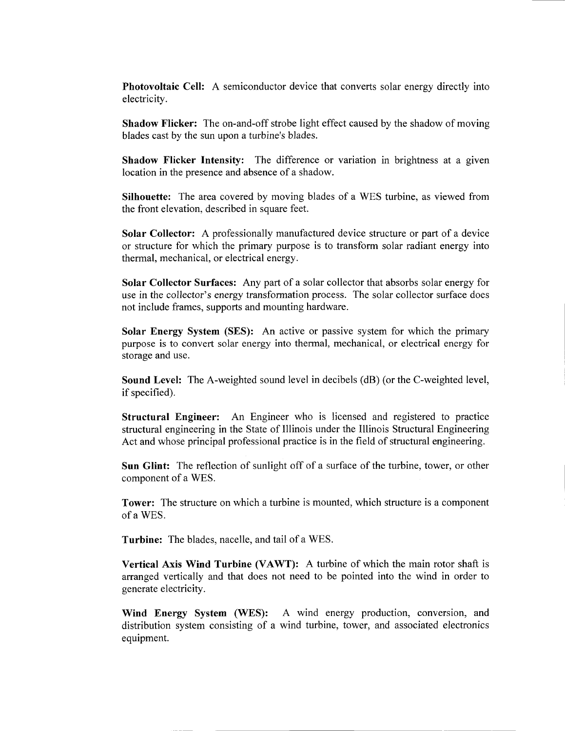**Photovoltaic Cell:** A semiconductor device that converts solar energy directly into electricity.

**Shadow Flicker:** The on-and-off strobe light effect caused by the shadow of moving blades cast by the sun upon a turbine's blades.

**Shadow Flicker Intensity:** The difference or variation in brightness at a given location in the presence and absence of a shadow.

**Silhouette:** The area covered by moving blades of a WES turbine, as viewed from the front elevation, described in square feet.

**Solar Collector:** A professionally manufactured device structure or part of a device or structure for which the primary purpose is to transform solar radiant energy into thermal, mechanical, or electrical energy.

**Solar Collector Surfaces:** Any part of a solar collector that absorbs solar energy for use in the collector's energy transformation process. The solar collector surface does not include frames, supports and mounting hardware.

**Solar Energy System (SES):** An active or passive system for which the primary purpose is to convert solar energy into thermal, mechanical, or electrical energy for storage and use.

**Sound Level:** The A-weighted sound level in decibels (dB) (or the C-weighted level, if specified).

**Structural Engineer:** An Engineer who is licensed and registered to practice structural engineering in the State of Illinois under the Illinois Structural Engineering Act and whose principal professional practice is in the field of structural engineering.

**Sun Glint:** The reflection of sunlight off of a surface of the turbine, tower, or other component of a WES.

**Tower:** The structure on which a turbine is mounted, which structure is a component of a WES.

**Turbine:** The blades, nacelle, and tail of a WES.

**Vertical Axis Wind Turbine (VAWT):** A turbine of which the main rotor shaft is arranged vertically and that does not need to be pointed into the wind in order to generate electricity.

**Wind Energy System (WES):** A wind energy production, conversion, and distribution system consisting of a wind turbine, tower, and associated electronics equipment.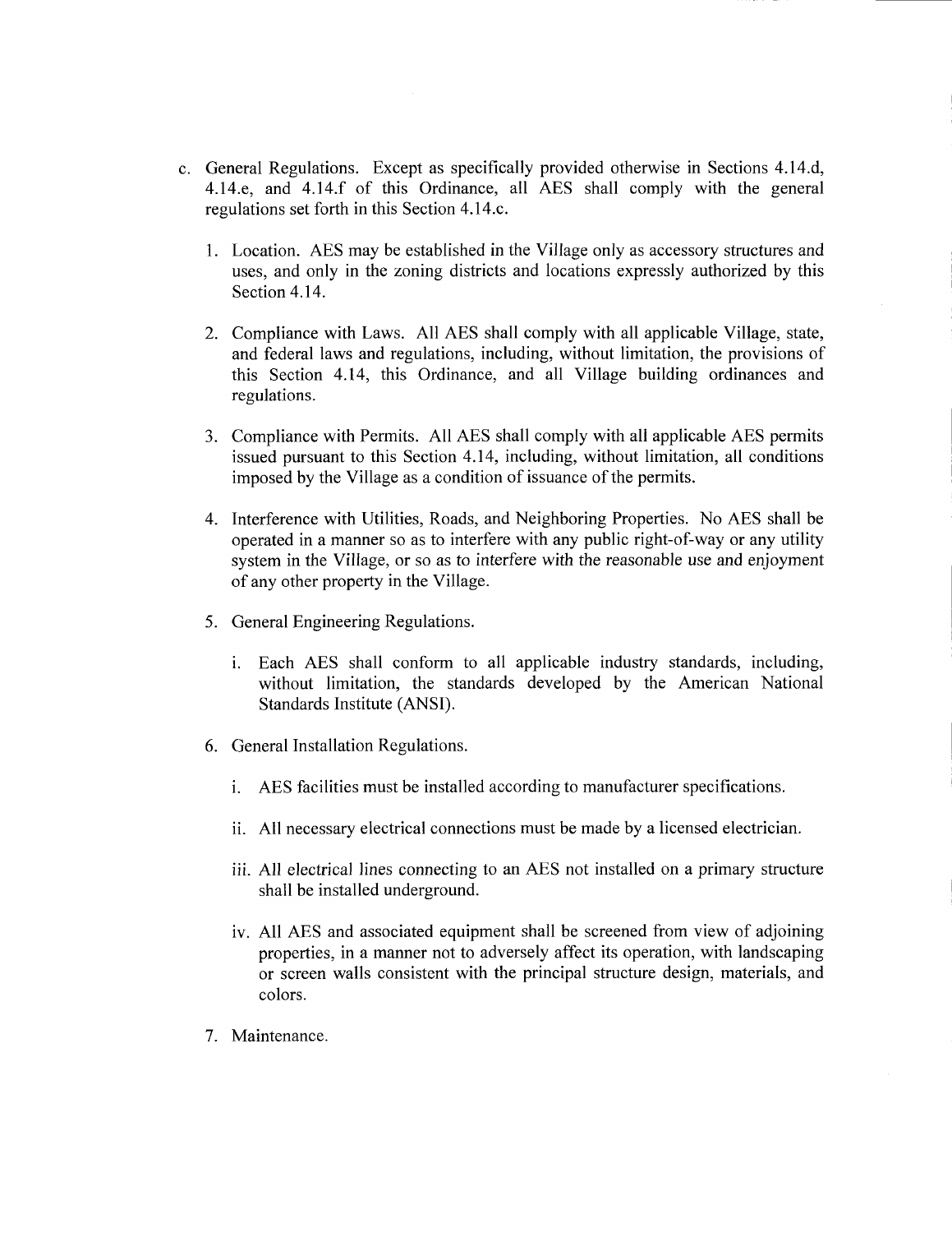c. General Regulations. Except as specifically provided otherwise in Sections 4.14.d, 4.14.e, and 4.14.f of this Ordinance, all AES shall comply with the general regulations set forth in this Section 4.14.c.

   1. Location. AES may be established in the Village only as accessory structures and uses, and only in the zoning districts and locations expressly authorized by this Section 4.14.

   2. Compliance with Laws. All AES shall comply with all applicable Village, state, and federal laws and regulations, including, without limitation, the provisions of this Section 4.14, this Ordinance, and all Village building ordinances and regulations.

   3. Compliance with Permits. All AES shall comply with all applicable AES permits issued pursuant to this Section 4.14, including, without limitation, all conditions imposed by the Village as a condition of issuance of the permits.

   4. Interference with Utilities, Roads, and Neighboring Properties. No AES shall be operated in a manner so as to interfere with any public right-of-way or any utility system in the Village, or so as to interfere with the reasonable use and enjoyment of any other property in the Village.

   5. General Engineering Regulations.

      i. Each AES shall conform to all applicable industry standards, including, without limitation, the standards developed by the American National Standards Institute (ANSI).

   6. General Installation Regulations.

      i. AES facilities must be installed according to manufacturer specifications.

      ii. All necessary electrical connections must be made by a licensed electrician.

      iii. All electrical lines connecting to an AES not installed on a primary structure shall be installed underground.

      iv. All AES and associated equipment shall be screened from view of adjoining properties, in a manner not to adversely affect its operation, with landscaping or screen walls consistent with the principal structure design, materials, and colors.

   7. Maintenance.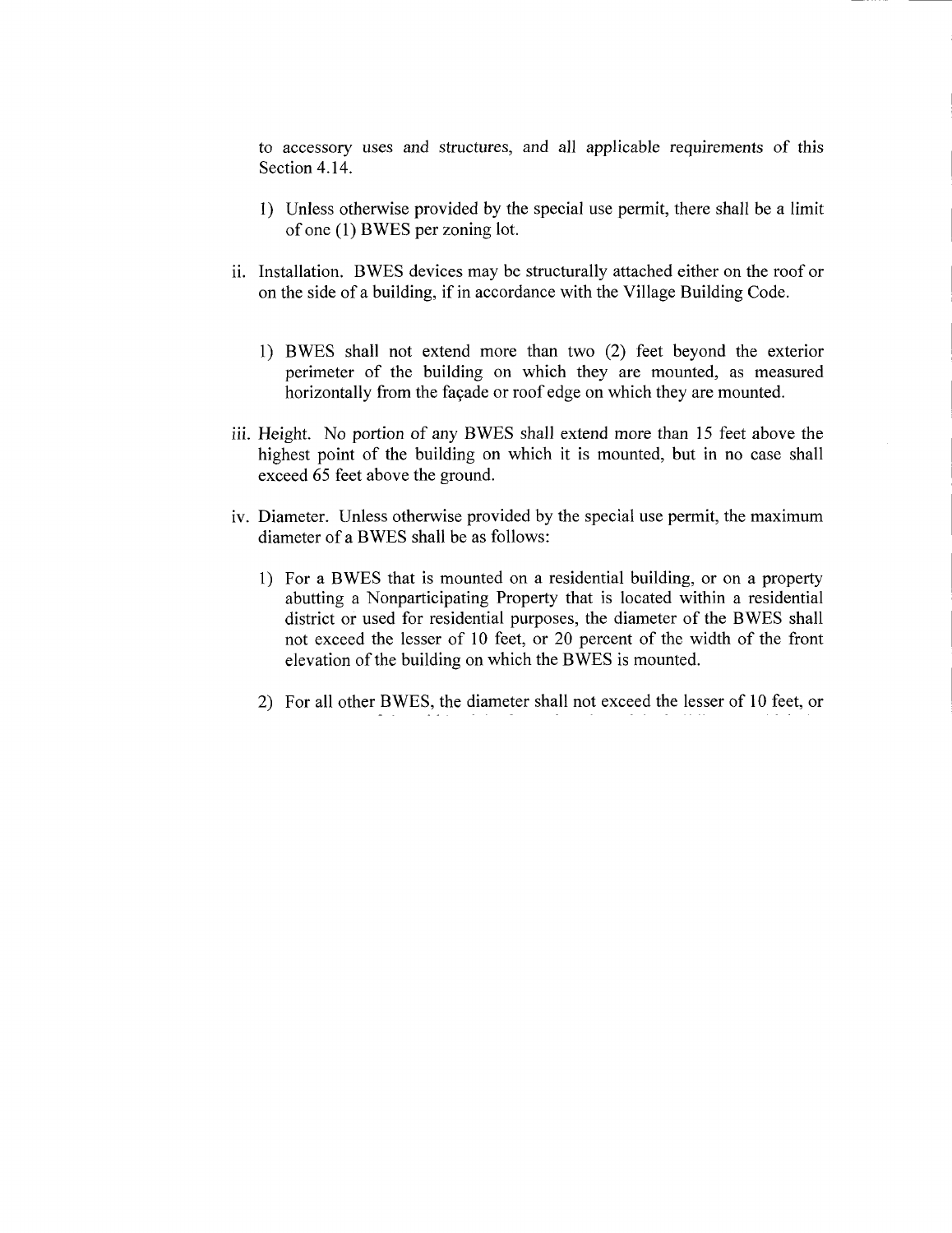to accessory uses and structures, and all applicable requirements of this Section 4.14.

1) Unless otherwise provided by the special use permit, there shall be a limit of one (1) BWES per zoning lot.

ii. Installation. BWES devices may be structurally attached either on the roof or on the side of a building, if in accordance with the Village Building Code.

1) BWES shall not extend more than two (2) feet beyond the exterior perimeter of the building on which they are mounted, as measured horizontally from the façade or roof edge on which they are mounted.

iii. Height. No portion of any BWES shall extend more than 15 feet above the highest point of the building on which it is mounted, but in no case shall exceed 65 feet above the ground.

iv. Diameter. Unless otherwise provided by the special use permit, the maximum diameter of a BWES shall be as follows:

1) For a BWES that is mounted on a residential building, or on a property abutting a Nonparticipating Property that is located within a residential district or used for residential purposes, the diameter of the BWES shall not exceed the lesser of 10 feet, or 20 percent of the width of the front elevation of the building on which the BWES is mounted.

2) For all other BWES, the diameter shall not exceed the lesser of 10 feet, or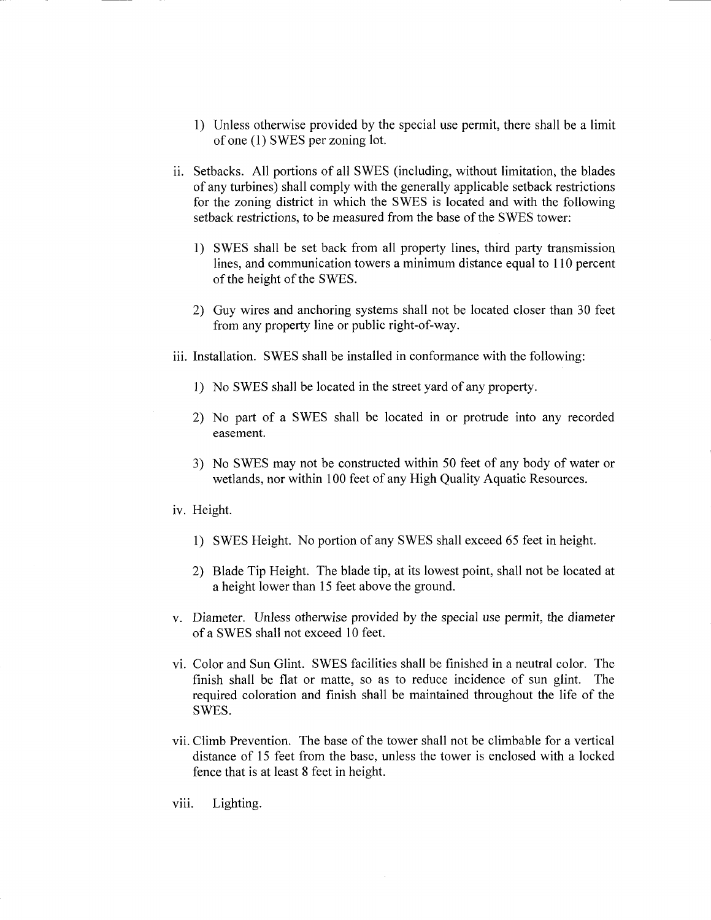1) Unless otherwise provided by the special use permit, there shall be a limit of one (1) SWES per zoning lot.

ii. Setbacks. All portions of all SWES (including, without limitation, the blades of any turbines) shall comply with the generally applicable setback restrictions for the zoning district in which the SWES is located and with the following setback restrictions, to be measured from the base of the SWES tower:

1) SWES shall be set back from all property lines, third party transmission lines, and communication towers a minimum distance equal to 110 percent of the height of the SWES.

2) Guy wires and anchoring systems shall not be located closer than 30 feet from any property line or public right-of-way.

iii. Installation. SWES shall be installed in conformance with the following:

1) No SWES shall be located in the street yard of any property.

2) No part of a SWES shall be located in or protrude into any recorded easement.

3) No SWES may not be constructed within 50 feet of any body of water or wetlands, nor within 100 feet of any High Quality Aquatic Resources.

iv. Height.

1) SWES Height. No portion of any SWES shall exceed 65 feet in height.

2) Blade Tip Height. The blade tip, at its lowest point, shall not be located at a height lower than 15 feet above the ground.

v. Diameter. Unless otherwise provided by the special use permit, the diameter of a SWES shall not exceed 10 feet.

vi. Color and Sun Glint. SWES facilities shall be finished in a neutral color. The finish shall be flat or matte, so as to reduce incidence of sun glint. The required coloration and finish shall be maintained throughout the life of the SWES.

vii. Climb Prevention. The base of the tower shall not be climbable for a vertical distance of 15 feet from the base, unless the tower is enclosed with a locked fence that is at least 8 feet in height.

viii. Lighting.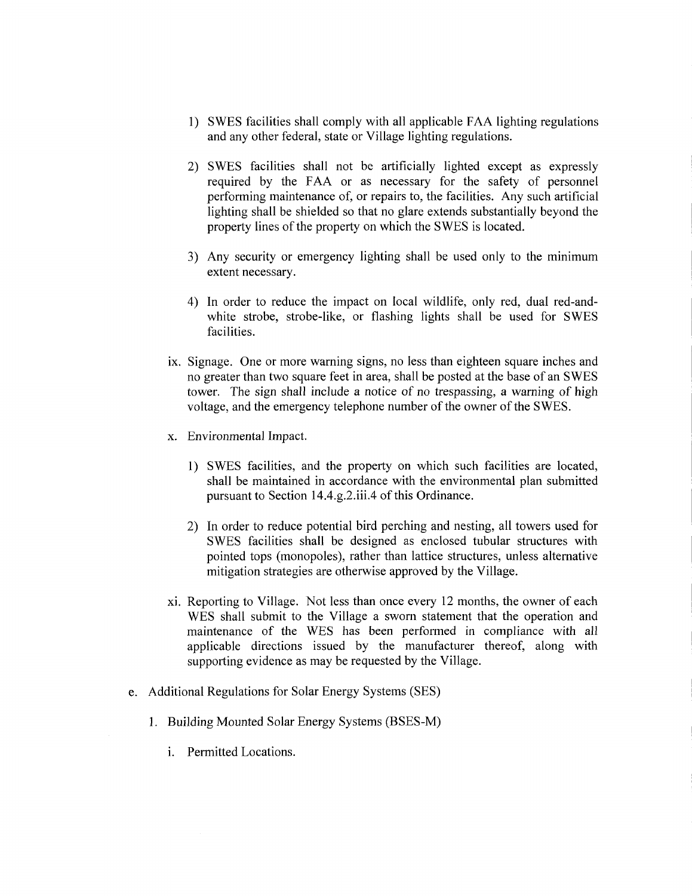1) SWES facilities shall comply with all applicable FAA lighting regulations and any other federal, state or Village lighting regulations.

2) SWES facilities shall not be artificially lighted except as expressly required by the FAA or as necessary for the safety of personnel performing maintenance of, or repairs to, the facilities. Any such artificial lighting shall be shielded so that no glare extends substantially beyond the property lines of the property on which the SWES is located.

3) Any security or emergency lighting shall be used only to the minimum extent necessary.

4) In order to reduce the impact on local wildlife, only red, dual red-and-white strobe, strobe-like, or flashing lights shall be used for SWES facilities.

ix. Signage. One or more warning signs, no less than eighteen square inches and no greater than two square feet in area, shall be posted at the base of an SWES tower. The sign shall include a notice of no trespassing, a warning of high voltage, and the emergency telephone number of the owner of the SWES.

x. Environmental Impact.

1) SWES facilities, and the property on which such facilities are located, shall be maintained in accordance with the environmental plan submitted pursuant to Section 14.4.g.2.iii.4 of this Ordinance.

2) In order to reduce potential bird perching and nesting, all towers used for SWES facilities shall be designed as enclosed tubular structures with pointed tops (monopoles), rather than lattice structures, unless alternative mitigation strategies are otherwise approved by the Village.

xi. Reporting to Village. Not less than once every 12 months, the owner of each WES shall submit to the Village a sworn statement that the operation and maintenance of the WES has been performed in compliance with all applicable directions issued by the manufacturer thereof, along with supporting evidence as may be requested by the Village.

e. Additional Regulations for Solar Energy Systems (SES)

1. Building Mounted Solar Energy Systems (BSES-M)

i. Permitted Locations.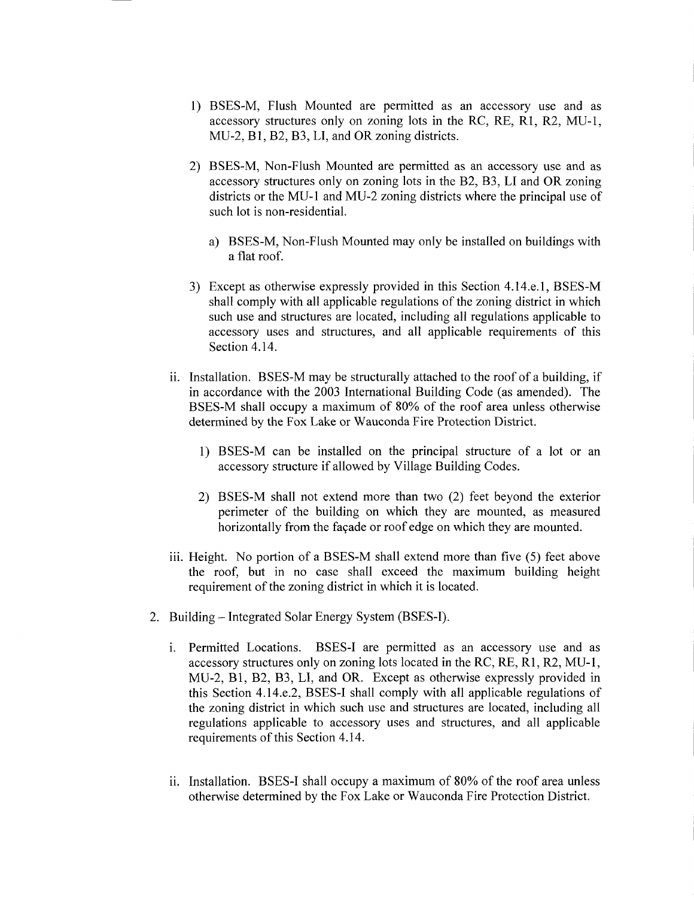1) BSES-M, Flush Mounted are permitted as an accessory use and as accessory structures only on zoning lots in the RC, RE, R1, R2, MU-1, MU-2, B1, B2, B3, LI, and OR zoning districts.

2) BSES-M, Non-Flush Mounted are permitted as an accessory use and as accessory structures only on zoning lots in the B2, B3, LI and OR zoning districts or the MU-1 and MU-2 zoning districts where the principal use of such lot is non-residential.

   a) BSES-M, Non-Flush Mounted may only be installed on buildings with a flat roof.

3) Except as otherwise expressly provided in this Section 4.14.e.1, BSES-M shall comply with all applicable regulations of the zoning district in which such use and structures are located, including all regulations applicable to accessory uses and structures, and all applicable requirements of this Section 4.14.

ii. Installation. BSES-M may be structurally attached to the roof of a building, if in accordance with the 2003 International Building Code (as amended). The BSES-M shall occupy a maximum of 80% of the roof area unless otherwise determined by the Fox Lake or Wauconda Fire Protection District.

1) BSES-M can be installed on the principal structure of a lot or an accessory structure if allowed by Village Building Codes.

2) BSES-M shall not extend more than two (2) feet beyond the exterior perimeter of the building on which they are mounted, as measured horizontally from the façade or roof edge on which they are mounted.

iii. Height. No portion of a BSES-M shall extend more than five (5) feet above the roof, but in no case shall exceed the maximum building height requirement of the zoning district in which it is located.

2. Building – Integrated Solar Energy System (BSES-I).

i. Permitted Locations. BSES-I are permitted as an accessory use and as accessory structures only on zoning lots located in the RC, RE, R1, R2, MU-1, MU-2, B1, B2, B3, LI, and OR. Except as otherwise expressly provided in this Section 4.14.e.2, BSES-I shall comply with all applicable regulations of the zoning district in which such use and structures are located, including all regulations applicable to accessory uses and structures, and all applicable requirements of this Section 4.14.

ii. Installation. BSES-I shall occupy a maximum of 80% of the roof area unless otherwise determined by the Fox Lake or Wauconda Fire Protection District.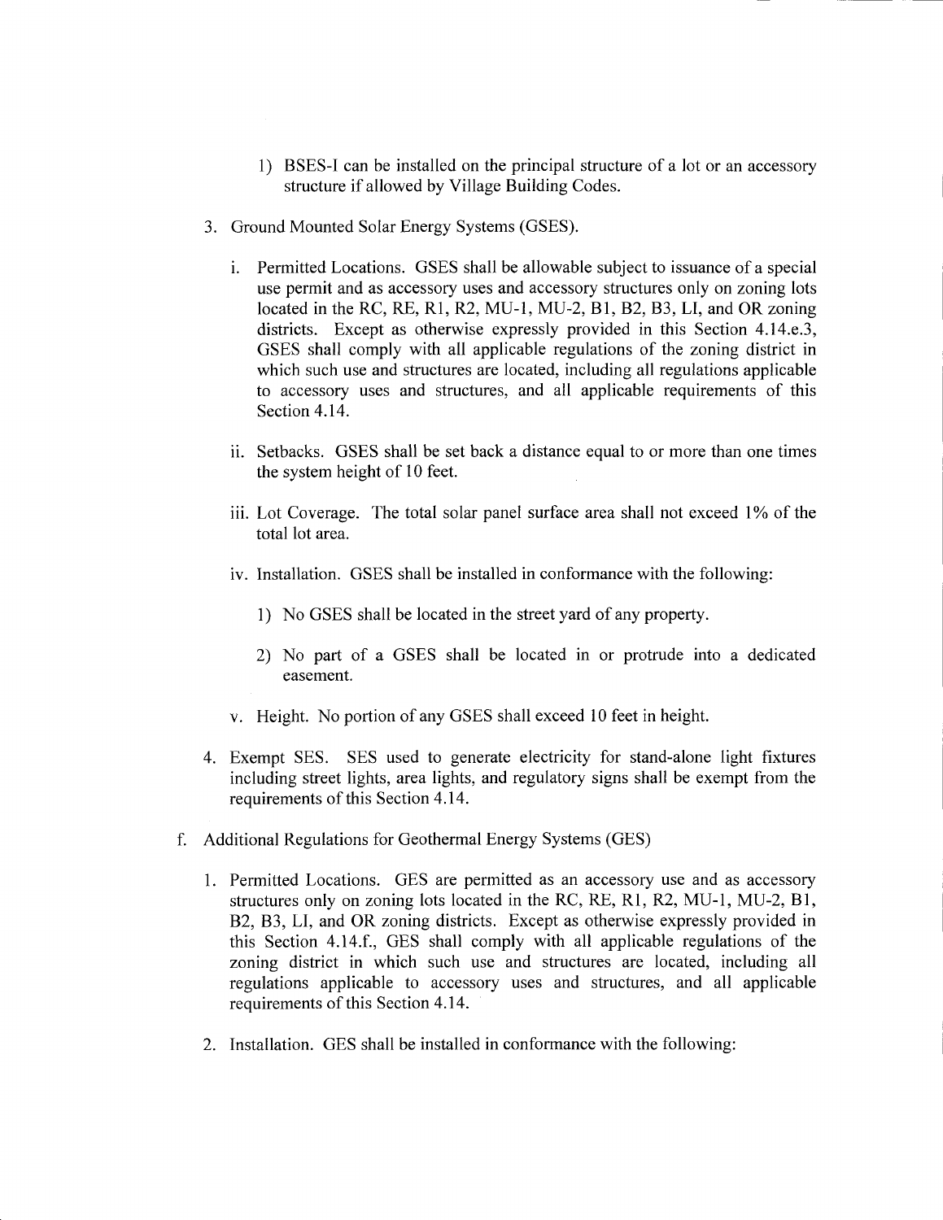1) BSES-I can be installed on the principal structure of a lot or an accessory structure if allowed by Village Building Codes.

3. Ground Mounted Solar Energy Systems (GSES).

   i. Permitted Locations. GSES shall be allowable subject to issuance of a special use permit and as accessory uses and accessory structures only on zoning lots located in the RC, RE, R1, R2, MU-1, MU-2, B1, B2, B3, LI, and OR zoning districts. Except as otherwise expressly provided in this Section 4.14.e.3, GSES shall comply with all applicable regulations of the zoning district in which such use and structures are located, including all regulations applicable to accessory uses and structures, and all applicable requirements of this Section 4.14.

   ii. Setbacks. GSES shall be set back a distance equal to or more than one times the system height of 10 feet.

   iii. Lot Coverage. The total solar panel surface area shall not exceed 1% of the total lot area.

   iv. Installation. GSES shall be installed in conformance with the following:

      1) No GSES shall be located in the street yard of any property.

      2) No part of a GSES shall be located in or protrude into a dedicated easement.

   v. Height. No portion of any GSES shall exceed 10 feet in height.

4. Exempt SES. SES used to generate electricity for stand-alone light fixtures including street lights, area lights, and regulatory signs shall be exempt from the requirements of this Section 4.14.

f. Additional Regulations for Geothermal Energy Systems (GES)

1. Permitted Locations. GES are permitted as an accessory use and as accessory structures only on zoning lots located in the RC, RE, R1, R2, MU-1, MU-2, B1, B2, B3, LI, and OR zoning districts. Except as otherwise expressly provided in this Section 4.14.f., GES shall comply with all applicable regulations of the zoning district in which such use and structures are located, including all regulations applicable to accessory uses and structures, and all applicable requirements of this Section 4.14.

2. Installation. GES shall be installed in conformance with the following: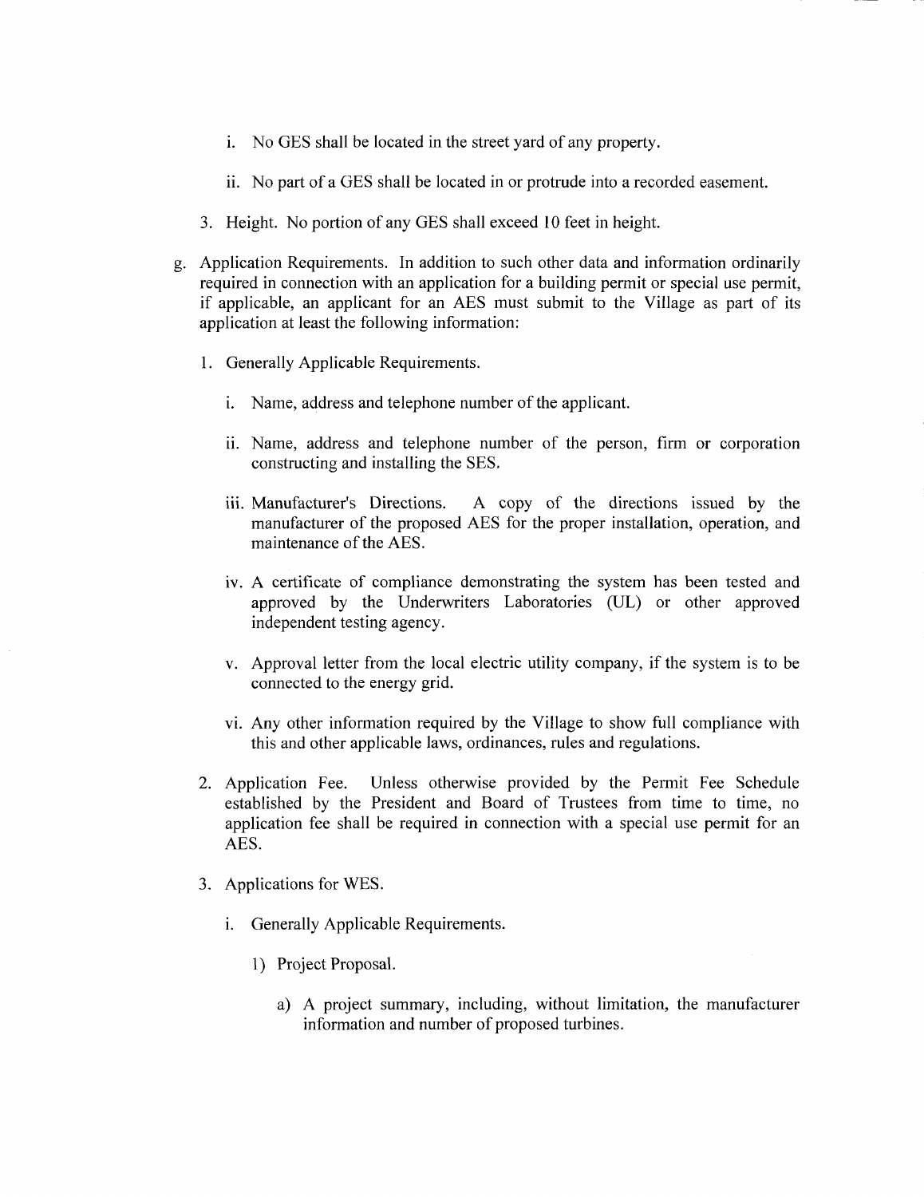i. No GES shall be located in the street yard of any property.

ii. No part of a GES shall be located in or protrude into a recorded easement.

3. Height. No portion of any GES shall exceed 10 feet in height.

g. Application Requirements. In addition to such other data and information ordinarily required in connection with an application for a building permit or special use permit, if applicable, an applicant for an AES must submit to the Village as part of its application at least the following information:

1. Generally Applicable Requirements.

   i. Name, address and telephone number of the applicant.

   ii. Name, address and telephone number of the person, firm or corporation constructing and installing the SES.

   iii. Manufacturer's Directions. A copy of the directions issued by the manufacturer of the proposed AES for the proper installation, operation, and maintenance of the AES.

   iv. A certificate of compliance demonstrating the system has been tested and approved by the Underwriters Laboratories (UL) or other approved independent testing agency.

   v. Approval letter from the local electric utility company, if the system is to be connected to the energy grid.

   vi. Any other information required by the Village to show full compliance with this and other applicable laws, ordinances, rules and regulations.

2. Application Fee. Unless otherwise provided by the Permit Fee Schedule established by the President and Board of Trustees from time to time, no application fee shall be required in connection with a special use permit for an AES.

3. Applications for WES.

   i. Generally Applicable Requirements.

      1) Project Proposal.

         a) A project summary, including, without limitation, the manufacturer information and number of proposed turbines.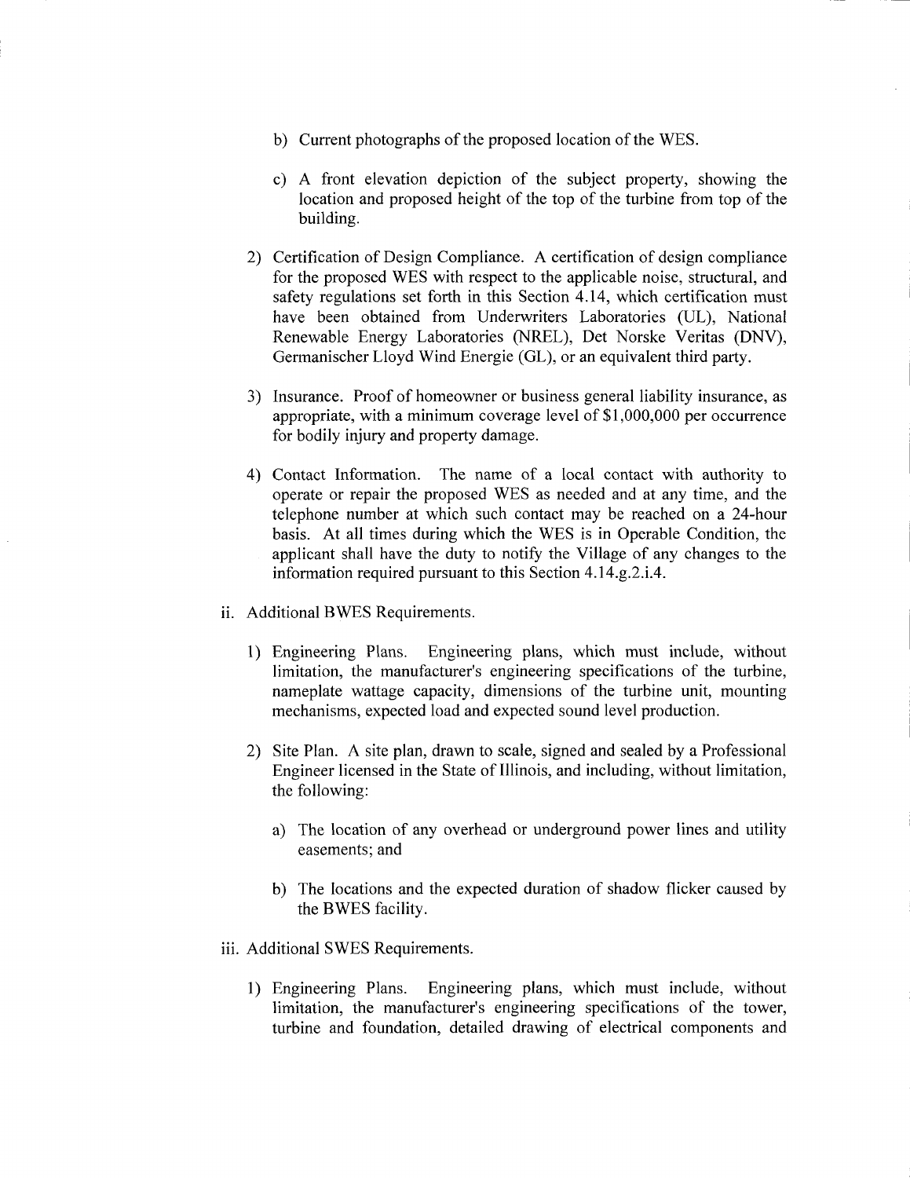b) Current photographs of the proposed location of the WES.

c) A front elevation depiction of the subject property, showing the location and proposed height of the top of the turbine from top of the building.

2) Certification of Design Compliance. A certification of design compliance for the proposed WES with respect to the applicable noise, structural, and safety regulations set forth in this Section 4.14, which certification must have been obtained from Underwriters Laboratories (UL), National Renewable Energy Laboratories (NREL), Det Norske Veritas (DNV), Germanischer Lloyd Wind Energie (GL), or an equivalent third party.

3) Insurance. Proof of homeowner or business general liability insurance, as appropriate, with a minimum coverage level of $1,000,000 per occurrence for bodily injury and property damage.

4) Contact Information. The name of a local contact with authority to operate or repair the proposed WES as needed and at any time, and the telephone number at which such contact may be reached on a 24-hour basis. At all times during which the WES is in Operable Condition, the applicant shall have the duty to notify the Village of any changes to the information required pursuant to this Section 4.14.g.2.i.4.

ii. Additional BWES Requirements.

1) Engineering Plans. Engineering plans, which must include, without limitation, the manufacturer's engineering specifications of the turbine, nameplate wattage capacity, dimensions of the turbine unit, mounting mechanisms, expected load and expected sound level production.

2) Site Plan. A site plan, drawn to scale, signed and sealed by a Professional Engineer licensed in the State of Illinois, and including, without limitation, the following:

a) The location of any overhead or underground power lines and utility easements; and

b) The locations and the expected duration of shadow flicker caused by the BWES facility.

iii. Additional SWES Requirements.

1) Engineering Plans. Engineering plans, which must include, without limitation, the manufacturer's engineering specifications of the tower, turbine and foundation, detailed drawing of electrical components and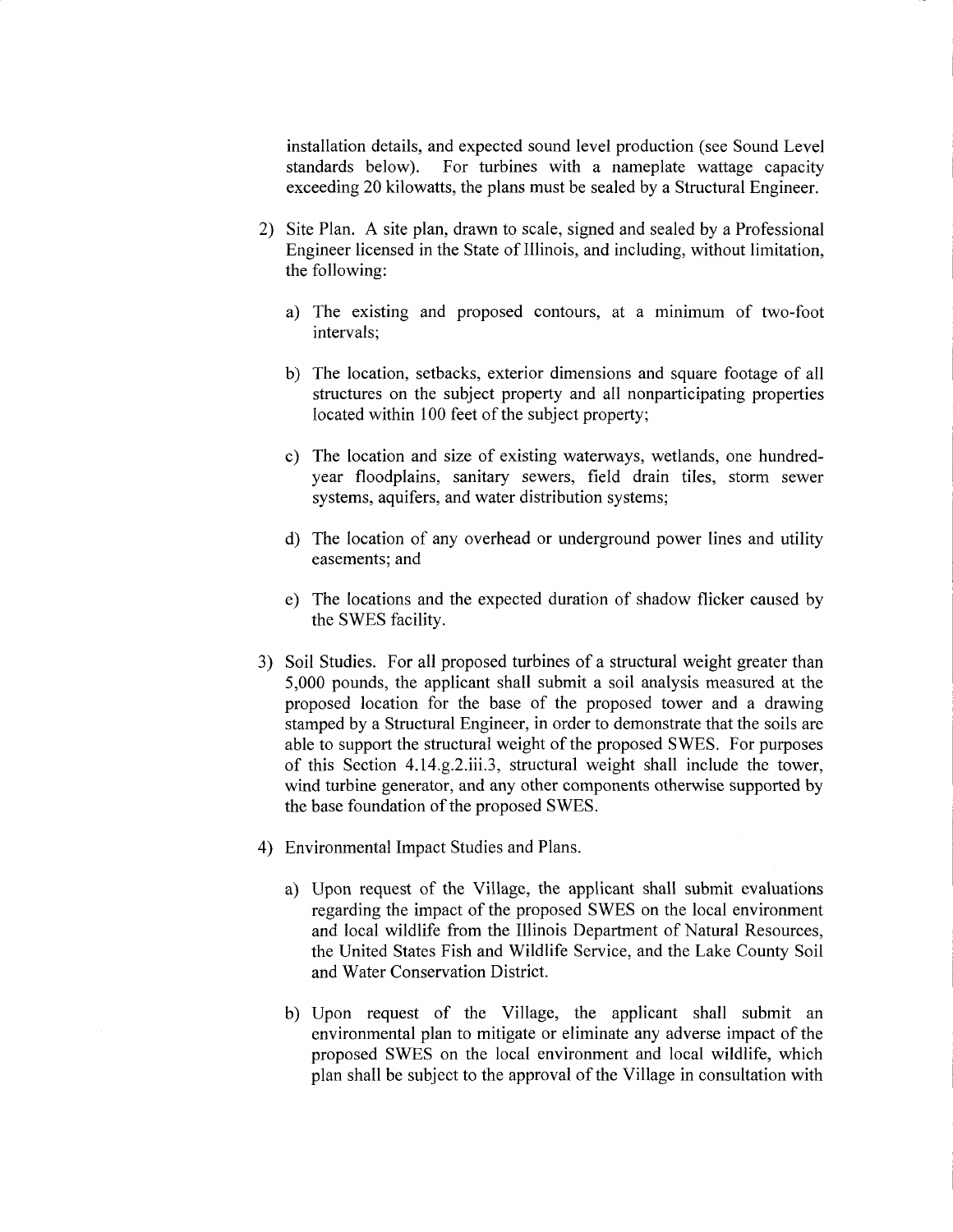installation details, and expected sound level production (see Sound Level standards below). For turbines with a nameplate wattage capacity exceeding 20 kilowatts, the plans must be sealed by a Structural Engineer.

2) Site Plan. A site plan, drawn to scale, signed and sealed by a Professional Engineer licensed in the State of Illinois, and including, without limitation, the following:

   a) The existing and proposed contours, at a minimum of two-foot intervals;

   b) The location, setbacks, exterior dimensions and square footage of all structures on the subject property and all nonparticipating properties located within 100 feet of the subject property;

   c) The location and size of existing waterways, wetlands, one hundred-year floodplains, sanitary sewers, field drain tiles, storm sewer systems, aquifers, and water distribution systems;

   d) The location of any overhead or underground power lines and utility easements; and

   e) The locations and the expected duration of shadow flicker caused by the SWES facility.

3) Soil Studies. For all proposed turbines of a structural weight greater than 5,000 pounds, the applicant shall submit a soil analysis measured at the proposed location for the base of the proposed tower and a drawing stamped by a Structural Engineer, in order to demonstrate that the soils are able to support the structural weight of the proposed SWES. For purposes of this Section 4.14.g.2.iii.3, structural weight shall include the tower, wind turbine generator, and any other components otherwise supported by the base foundation of the proposed SWES.

4) Environmental Impact Studies and Plans.

   a) Upon request of the Village, the applicant shall submit evaluations regarding the impact of the proposed SWES on the local environment and local wildlife from the Illinois Department of Natural Resources, the United States Fish and Wildlife Service, and the Lake County Soil and Water Conservation District.

   b) Upon request of the Village, the applicant shall submit an environmental plan to mitigate or eliminate any adverse impact of the proposed SWES on the local environment and local wildlife, which plan shall be subject to the approval of the Village in consultation with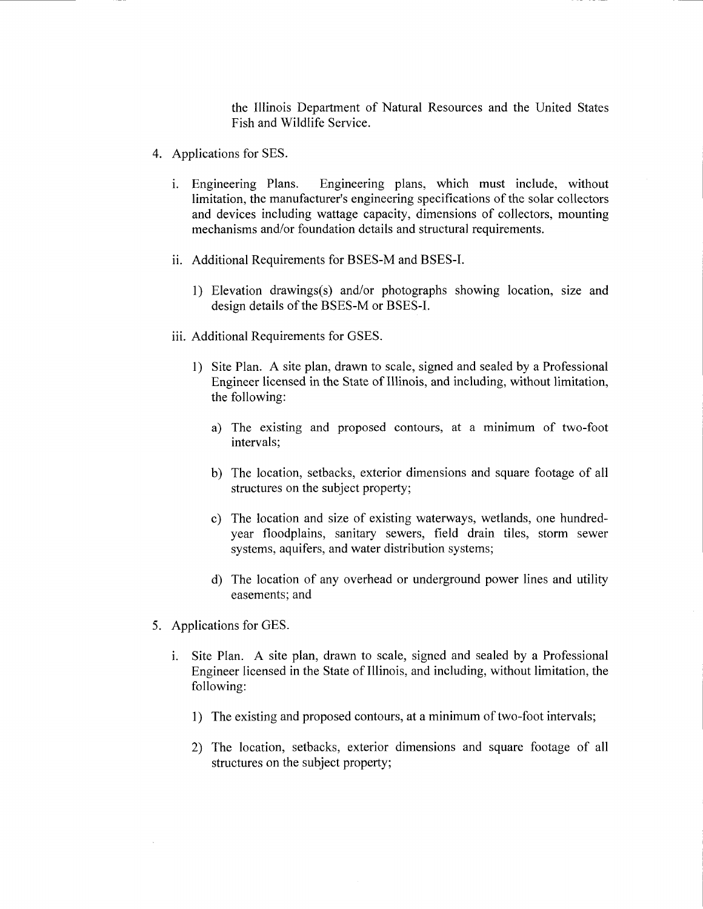the Illinois Department of Natural Resources and the United States Fish and Wildlife Service.

4. Applications for SES.

   i. Engineering Plans. Engineering plans, which must include, without limitation, the manufacturer's engineering specifications of the solar collectors and devices including wattage capacity, dimensions of collectors, mounting mechanisms and/or foundation details and structural requirements.

   ii. Additional Requirements for BSES-M and BSES-I.

      1) Elevation drawings(s) and/or photographs showing location, size and design details of the BSES-M or BSES-I.

   iii. Additional Requirements for GSES.

      1) Site Plan. A site plan, drawn to scale, signed and sealed by a Professional Engineer licensed in the State of Illinois, and including, without limitation, the following:

         a) The existing and proposed contours, at a minimum of two-foot intervals;

         b) The location, setbacks, exterior dimensions and square footage of all structures on the subject property;

         c) The location and size of existing waterways, wetlands, one hundred-year floodplains, sanitary sewers, field drain tiles, storm sewer systems, aquifers, and water distribution systems;

         d) The location of any overhead or underground power lines and utility easements; and

5. Applications for GES.

   i. Site Plan. A site plan, drawn to scale, signed and sealed by a Professional Engineer licensed in the State of Illinois, and including, without limitation, the following:

      1) The existing and proposed contours, at a minimum of two-foot intervals;

      2) The location, setbacks, exterior dimensions and square footage of all structures on the subject property;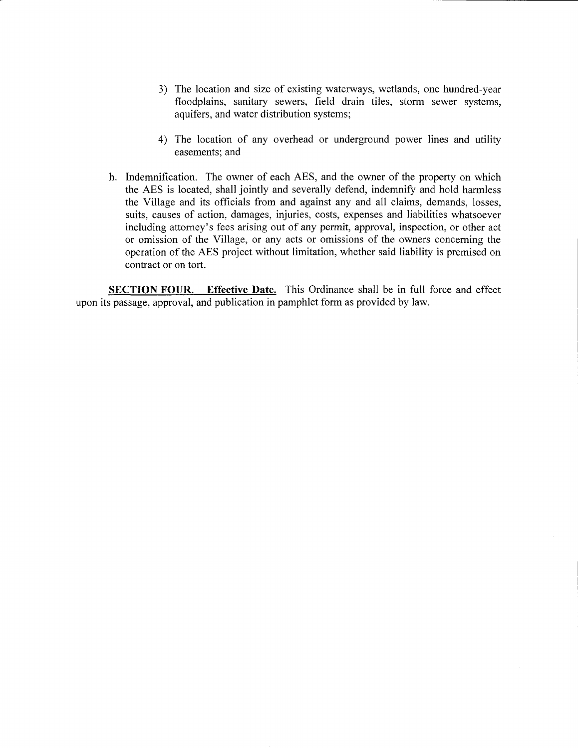3) The location and size of existing waterways, wetlands, one hundred-year floodplains, sanitary sewers, field drain tiles, storm sewer systems, aquifers, and water distribution systems;

4) The location of any overhead or underground power lines and utility easements; and

h. Indemnification. The owner of each AES, and the owner of the property on which the AES is located, shall jointly and severally defend, indemnify and hold harmless the Village and its officials from and against any and all claims, demands, losses, suits, causes of action, damages, injuries, costs, expenses and liabilities whatsoever including attorney's fees arising out of any permit, approval, inspection, or other act or omission of the Village, or any acts or omissions of the owners concerning the operation of the AES project without limitation, whether said liability is premised on contract or on tort.

**SECTION FOUR. Effective Date.** This Ordinance shall be in full force and effect upon its passage, approval, and publication in pamphlet form as provided by law.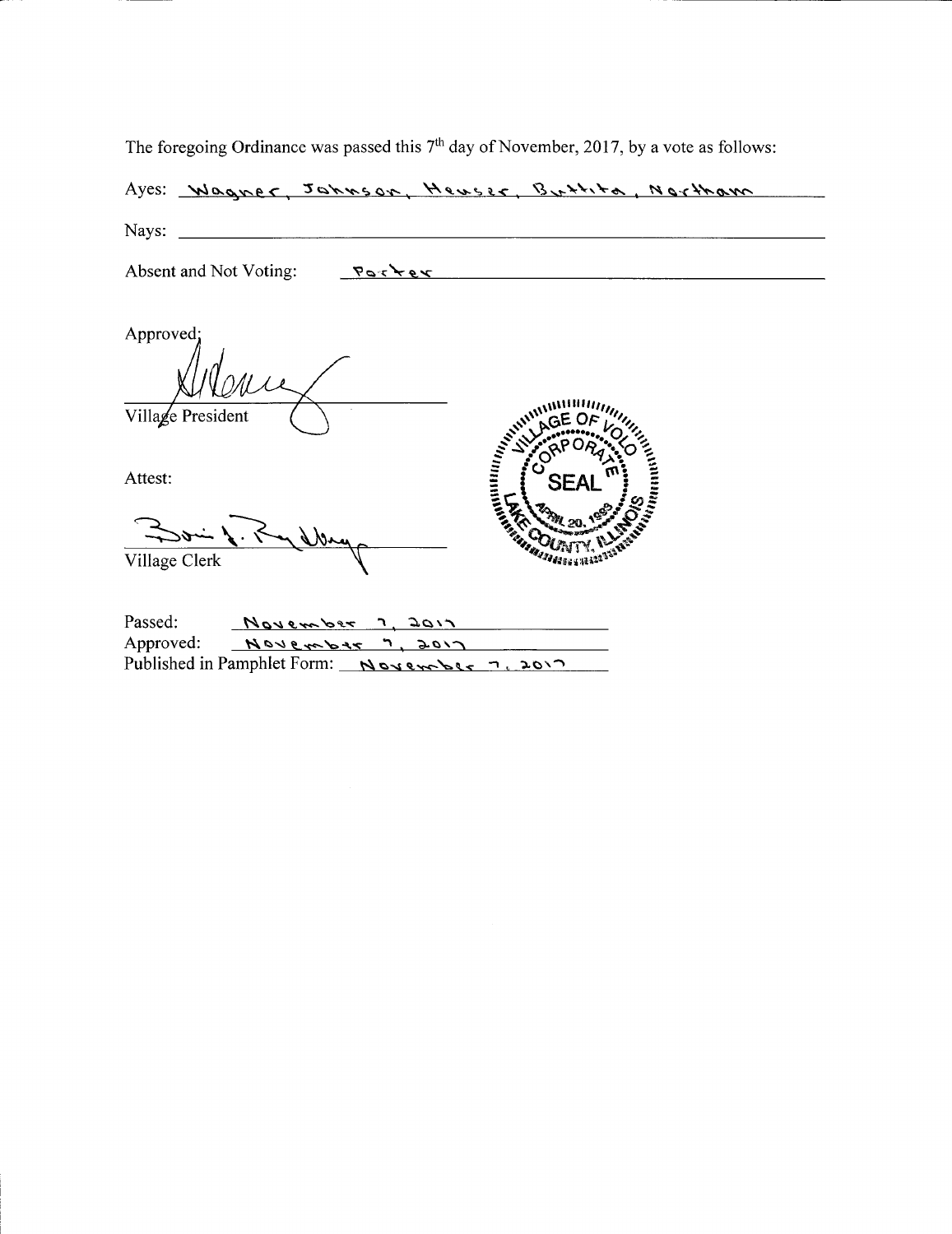The foregoing Ordinance was passed this 7th day of November, 2017, by a vote as follows:

Ayes: Wagner, Johnson, Heuser, Buttita, Northam

Nays: ______________________________

Absent and Not Voting: Porter

Approved:

Village President

Attest:

Village Clerk

SEAL — VILLAGE OF VOLO CORPORATE — APRIL 20, 1993 — LAKE COUNTY, ILLINOIS

Passed: November 7, 2017
Approved: November 7, 2017
Published in Pamphlet Form: November 7, 2017